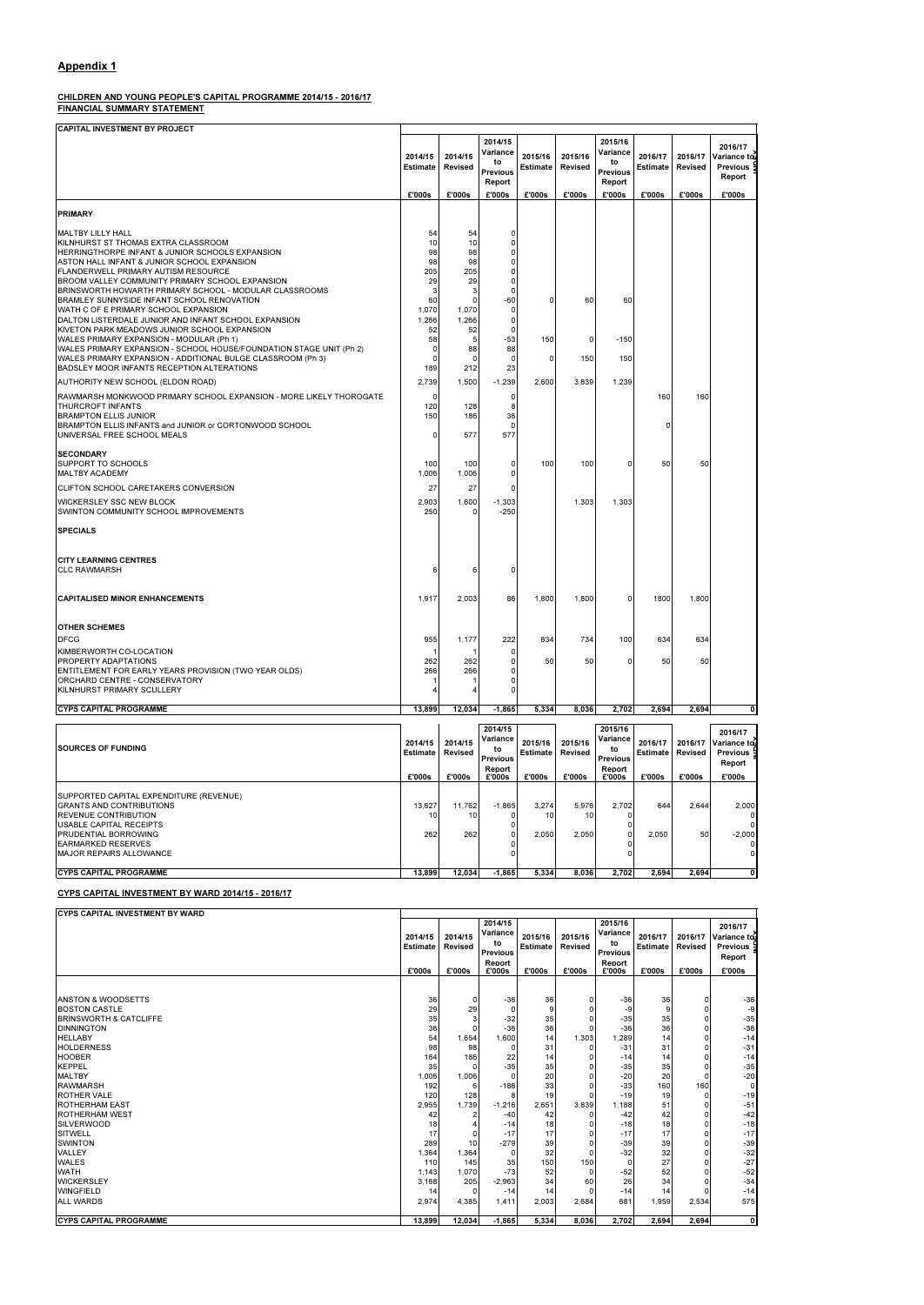## Appendix 1

**CHILDREN AND YOUNG PEOPLE'S CAPITAL PROGRAMME 2014/15 - 2016/17**
**FINANCIAL SUMMARY STATEMENT**

| CAPITAL INVESTMENT BY PROJECT | 2014/15 Estimate | 2014/15 Revised | 2014/15 Variance to Previous Report | 2015/16 Estimate | 2015/16 Revised | 2015/16 Variance to Previous Report | 2016/17 Estimate | 2016/17 Revised | 2016/17 Variance to Previous Report |
|---|---|---|---|---|---|---|---|---|---|
| | £'000s | £'000s | £'000s | £'000s | £'000s | £'000s | £'000s | £'000s | £'000s |
| **PRIMARY** | | | | | | | | | |
| MALTBY LILLY HALL | 54 | 54 | 0 | | | | | | |
| KILNHURST ST THOMAS EXTRA CLASSROOM | 10 | 10 | 0 | | | | | | |
| HERRINGTHORPE INFANT & JUNIOR SCHOOLS EXPANSION | 98 | 98 | 0 | | | | | | |
| ASTON HALL INFANT & JUNIOR SCHOOL EXPANSION | 98 | 98 | 0 | | | | | | |
| FLANDERWELL PRIMARY AUTISM RESOURCE | 205 | 205 | 0 | | | | | | |
| BROOM VALLEY COMMUNITY PRIMARY SCHOOL EXPANSION | 29 | 29 | 0 | | | | | | |
| BRINSWORTH HOWARTH PRIMARY SCHOOL - MODULAR CLASSROOMS | 3 | 3 | 0 | | | | | | |
| BRAMLEY SUNNYSIDE INFANT SCHOOL RENOVATION | 60 | 0 | -60 | 0 | 60 | 60 | | | |
| WATH C OF E PRIMARY SCHOOL EXPANSION | 1,070 | 1,070 | 0 | | | | | | |
| DALTON LISTERDALE JUNIOR AND INFANT SCHOOL EXPANSION | 1,266 | 1,266 | 0 | | | | | | |
| KIVETON PARK MEADOWS JUNIOR SCHOOL EXPANSION | 52 | 52 | 0 | | | | | | |
| WALES PRIMARY EXPANSION - MODULAR (Ph 1) | 58 | 5 | -53 | 150 | 0 | -150 | | | |
| WALES PRIMARY EXPANSION - SCHOOL HOUSE/FOUNDATION STAGE UNIT (Ph 2) | 0 | 88 | 88 | | | | | | |
| WALES PRIMARY EXPANSION - ADDITIONAL BULGE CLASSROOM (Ph 3) | 0 | 0 | 0 | 0 | 150 | 150 | | | |
| BADSLEY MOOR INFANTS RECEPTION ALTERATIONS | 189 | 212 | 23 | | | | | | |
| AUTHORITY NEW SCHOOL (ELDON ROAD) | 2,739 | 1,500 | -1,239 | 2,600 | 3,839 | 1,239 | | | |
| RAWMARSH MONKWOOD PRIMARY SCHOOL EXPANSION - MORE LIKELY THOROGATE | 0 | | 0 | | | | 160 | 160 | |
| THURCROFT INFANTS | 120 | 128 | 8 | | | | | | |
| BRAMPTON ELLIS JUNIOR | 150 | 186 | 36 | | | | | | |
| BRAMPTON ELLIS INFANTS and JUNIOR or CORTONWOOD SCHOOL | | | 0 | | | | 0 | | |
| UNIVERSAL FREE SCHOOL MEALS | 0 | 577 | 577 | | | | | | |
| **SECONDARY** | | | | | | | | | |
| SUPPORT TO SCHOOLS | 100 | 100 | 0 | 100 | 100 | 0 | 50 | 50 | |
| MALTBY ACADEMY | 1,006 | 1,006 | 0 | | | | | | |
| CLIFTON SCHOOL CARETAKERS CONVERSION | 27 | 27 | 0 | | | | | | |
| WICKERSLEY SSC NEW BLOCK | 2,903 | 1,600 | -1,303 | | 1,303 | 1,303 | | | |
| SWINTON COMMUNITY SCHOOL IMPROVEMENTS | 250 | 0 | -250 | | | | | | |
| **SPECIALS** | | | | | | | | | |
| **CITY LEARNING CENTRES** | | | | | | | | | |
| CLC RAWMARSH | 6 | 6 | 0 | | | | | | |
| **CAPITALISED MINOR ENHANCEMENTS** | 1,917 | 2,003 | 86 | 1,800 | 1,800 | 0 | 1800 | 1,800 | |
| **OTHER SCHEMES** | | | | | | | | | |
| DFCG | 955 | 1,177 | 222 | 634 | 734 | 100 | 634 | 634 | |
| KIMBERWORTH CO-LOCATION | 1 | 1 | 0 | | | | | | |
| PROPERTY ADAPTATIONS | 262 | 262 | 0 | 50 | 50 | 0 | 50 | 50 | |
| ENTITLEMENT FOR EARLY YEARS PROVISION (TWO YEAR OLDS) | 266 | 266 | 0 | | | | | | |
| ORCHARD CENTRE - CONSERVATORY | 1 | 1 | 0 | | | | | | |
| KILNHURST PRIMARY SCULLERY | 4 | 4 | 0 | | | | | | |
| **CYPS CAPITAL PROGRAMME** | **13,899** | **12,034** | **-1,865** | **5,334** | **8,036** | **2,702** | **2,694** | **2,694** | **0** |

| SOURCES OF FUNDING | 2014/15 Estimate | 2014/15 Revised | 2014/15 Variance to Previous Report | 2015/16 Estimate | 2015/16 Revised | 2015/16 Variance to Previous Report | 2016/17 Estimate | 2016/17 Revised | 2016/17 Variance to Previous Report |
|---|---|---|---|---|---|---|---|---|---|
| | £'000s | £'000s | £'000s | £'000s | £'000s | £'000s | £'000s | £'000s | £'000s |
| SUPPORTED CAPITAL EXPENDITURE (REVENUE) | | | | | | | | | |
| GRANTS AND CONTRIBUTIONS | 13,627 | 11,762 | -1,865 | 3,274 | 5,976 | 2,702 | 644 | 2,644 | 2,000 |
| REVENUE CONTRIBUTION | 10 | 10 | 0 | 10 | 10 | 0 | | | 0 |
| USABLE CAPITAL RECEIPTS | | | 0 | | | 0 | | | 0 |
| PRUDENTIAL BORROWING | 262 | 262 | 0 | 2,050 | 2,050 | 0 | 2,050 | 50 | -2,000 |
| EARMARKED RESERVES | | | 0 | | | 0 | | | 0 |
| MAJOR REPAIRS ALLOWANCE | | | 0 | | | 0 | | | 0 |
| **CYPS CAPITAL PROGRAMME** | **13,899** | **12,034** | **-1,865** | **5,334** | **8,036** | **2,702** | **2,694** | **2,694** | **0** |

**CYPS CAPITAL INVESTMENT BY WARD 2014/15 - 2016/17**

| CYPS CAPITAL INVESTMENT BY WARD | 2014/15 Estimate | 2014/15 Revised | 2014/15 Variance to Previous Report | 2015/16 Estimate | 2015/16 Revised | 2015/16 Variance to Previous Report | 2016/17 Estimate | 2016/17 Revised | 2016/17 Variance to Previous Report |
|---|---|---|---|---|---|---|---|---|---|
| | £'000s | £'000s | £'000s | £'000s | £'000s | £'000s | £'000s | £'000s | £'000s |
| ANSTON & WOODSETTS | 36 | 0 | -36 | 36 | 0 | -36 | 36 | 0 | -36 |
| BOSTON CASTLE | 29 | 29 | 0 | 9 | 0 | -9 | 9 | 0 | -9 |
| BRINSWORTH & CATCLIFFE | 35 | 3 | -32 | 35 | 0 | -35 | 35 | 0 | -35 |
| DINNINGTON | 36 | 0 | -36 | 36 | 0 | -36 | 36 | 0 | -36 |
| HELLABY | 54 | 1,654 | 1,600 | 14 | 1,303 | 1,289 | 14 | 0 | -14 |
| HOLDERNESS | 98 | 98 | 0 | 31 | 0 | -31 | 31 | 0 | -31 |
| HOOBER | 164 | 186 | 22 | 14 | 0 | -14 | 14 | 0 | -14 |
| KEPPEL | 35 | 0 | -35 | 35 | 0 | -35 | 35 | 0 | -35 |
| MALTBY | 1,006 | 1,006 | 0 | 20 | 0 | -20 | 20 | 0 | -20 |
| RAWMARSH | 192 | 6 | -186 | 33 | 0 | -33 | 160 | 160 | 0 |
| ROTHER VALE | 120 | 128 | 8 | 19 | 0 | -19 | 19 | 0 | -19 |
| ROTHERHAM EAST | 2,955 | 1,739 | -1,216 | 2,651 | 3,839 | 1,188 | 51 | 0 | -51 |
| ROTHERHAM WEST | 42 | 2 | -40 | 42 | 0 | -42 | 42 | 0 | -42 |
| SILVERWOOD | 18 | 4 | -14 | 18 | 0 | -18 | 18 | 0 | -18 |
| SITWELL | 17 | 0 | -17 | 17 | 0 | -17 | 17 | 0 | -17 |
| SWINTON | 289 | 10 | -279 | 39 | 0 | -39 | 39 | 0 | -39 |
| VALLEY | 1,364 | 1,364 | 0 | 32 | 0 | -32 | 32 | 0 | -32 |
| WALES | 110 | 145 | 35 | 150 | 150 | 0 | 27 | 0 | -27 |
| WATH | 1,143 | 1,070 | -73 | 52 | 0 | -52 | 52 | 0 | -52 |
| WICKERSLEY | 3,168 | 205 | -2,963 | 34 | 60 | 26 | 34 | 0 | -34 |
| WINGFIELD | 14 | 0 | -14 | 14 | 0 | -14 | 14 | 0 | -14 |
| ALL WARDS | 2,974 | 4,385 | 1,411 | 2,003 | 2,684 | 681 | 1,959 | 2,534 | 575 |
| **CYPS CAPITAL PROGRAMME** | **13,899** | **12,034** | **-1,865** | **5,334** | **8,036** | **2,702** | **2,694** | **2,694** | **0** |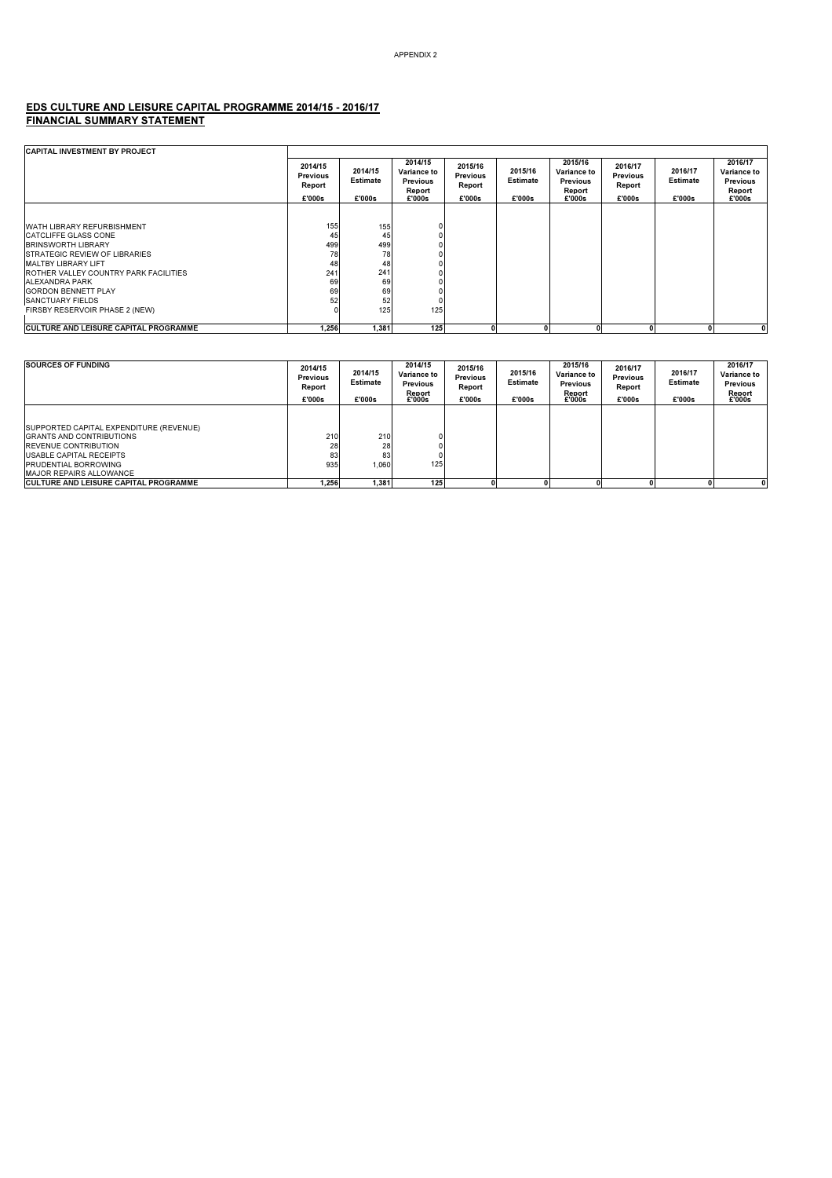APPENDIX 2

## EDS CULTURE AND LEISURE CAPITAL PROGRAMME 2014/15 - 2016/17
## FINANCIAL SUMMARY STATEMENT

| CAPITAL INVESTMENT BY PROJECT | 2014/15 Previous Report £'000s | 2014/15 Estimate £'000s | 2014/15 Variance to Previous Report £'000s | 2015/16 Previous Report £'000s | 2015/16 Estimate £'000s | 2015/16 Variance to Previous Report £'000s | 2016/17 Previous Report £'000s | 2016/17 Estimate £'000s | 2016/17 Variance to Previous Report £'000s |
|---|---|---|---|---|---|---|---|---|---|
| WATH LIBRARY REFURBISHMENT | 155 | 155 | 0 | | | | | | |
| CATCLIFFE GLASS CONE | 45 | 45 | 0 | | | | | | |
| BRINSWORTH LIBRARY | 499 | 499 | 0 | | | | | | |
| STRATEGIC REVIEW OF LIBRARIES | 78 | 78 | 0 | | | | | | |
| MALTBY LIBRARY LIFT | 48 | 48 | 0 | | | | | | |
| ROTHER VALLEY COUNTRY PARK FACILITIES | 241 | 241 | 0 | | | | | | |
| ALEXANDRA PARK | 69 | 69 | 0 | | | | | | |
| GORDON BENNETT PLAY | 69 | 69 | 0 | | | | | | |
| SANCTUARY FIELDS | 52 | 52 | 0 | | | | | | |
| FIRSBY RESERVOIR PHASE 2 (NEW) | 0 | 125 | 125 | | | | | | |
| **CULTURE AND LEISURE CAPITAL PROGRAMME** | 1,256 | 1,381 | 125 | 0 | 0 | 0 | 0 | 0 | 0 |

| SOURCES OF FUNDING | 2014/15 Previous Report £'000s | 2014/15 Estimate £'000s | 2014/15 Variance to Previous Report £'000s | 2015/16 Previous Report £'000s | 2015/16 Estimate £'000s | 2015/16 Variance to Previous Report £'000s | 2016/17 Previous Report £'000s | 2016/17 Estimate £'000s | 2016/17 Variance to Previous Report £'000s |
|---|---|---|---|---|---|---|---|---|---|
| SUPPORTED CAPITAL EXPENDITURE (REVENUE) | | | | | | | | | |
| GRANTS AND CONTRIBUTIONS | 210 | 210 | 0 | | | | | | |
| REVENUE CONTRIBUTION | 28 | 28 | 0 | | | | | | |
| USABLE CAPITAL RECEIPTS | 83 | 83 | 0 | | | | | | |
| PRUDENTIAL BORROWING | 935 | 1,060 | 125 | | | | | | |
| MAJOR REPAIRS ALLOWANCE | | | | | | | | | |
| **CULTURE AND LEISURE CAPITAL PROGRAMME** | 1,256 | 1,381 | 125 | 0 | 0 | 0 | 0 | 0 | 0 |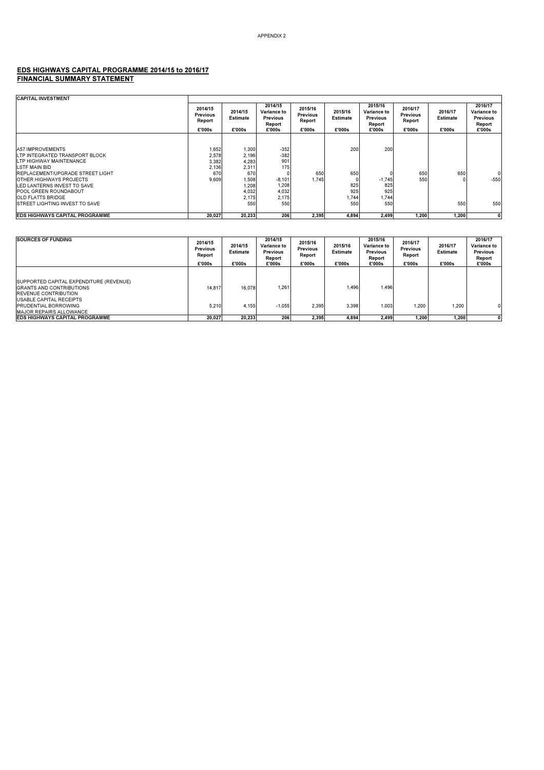APPENDIX 2

## EDS HIGHWAYS CAPITAL PROGRAMME 2014/15 to 2016/17
## FINANCIAL SUMMARY STATEMENT

| CAPITAL INVESTMENT | 2014/15 Previous Report £'000s | 2014/15 Estimate £'000s | 2014/15 Variance to Previous Report £'000s | 2015/16 Previous Report £'000s | 2015/16 Estimate £'000s | 2015/16 Variance to Previous Report £'000s | 2016/17 Previous Report £'000s | 2016/17 Estimate £'000s | 2016/17 Variance to Previous Report £'000s |
|---|---|---|---|---|---|---|---|---|---|
| A57 IMPROVEMENTS | 1,652 | 1,300 | -352 | | 200 | 200 | | | |
| LTP INTEGRATED TRANSPORT BLOCK | 2,578 | 2,196 | -382 | | | | | | |
| LTP HIGHWAY MAINTENANCE | 3,382 | 4,283 | 901 | | | | | | |
| LSTF MAIN BID | 2,136 | 2,311 | 175 | | | | | | |
| REPLACEMENT/UPGRADE STREET LIGHT | 670 | 670 | 0 | 650 | 650 | 0 | 650 | 650 | 0 |
| OTHER HIGHWAYS PROJECTS | 9,609 | 1,508 | -8,101 | 1,745 | 0 | -1,745 | 550 | 0 | -550 |
| LED LANTERNS INVEST TO SAVE | | 1,208 | 1,208 | | 825 | 825 | | | |
| POOL GREEN ROUNDABOUT | | 4,032 | 4,032 | | 925 | 925 | | | |
| OLD FLATTS BRIDGE | | 2,175 | 2,175 | | 1,744 | 1,744 | | | |
| STREET LIGHTING INVEST TO SAVE | | 550 | 550 | | 550 | 550 | | 550 | 550 |
| **EDS HIGHWAYS CAPITAL PROGRAMME** | **20,027** | **20,233** | **206** | **2,395** | **4,894** | **2,499** | **1,200** | **1,200** | **0** |

| SOURCES OF FUNDING | 2014/15 Previous Report £'000s | 2014/15 Estimate £'000s | 2014/15 Variance to Previous Report £'000s | 2015/16 Previous Report £'000s | 2015/16 Estimate £'000s | 2015/16 Variance to Previous Report £'000s | 2016/17 Previous Report £'000s | 2016/17 Estimate £'000s | 2016/17 Variance to Previous Report £'000s |
|---|---|---|---|---|---|---|---|---|---|
| SUPPORTED CAPITAL EXPENDITURE (REVENUE) | | | | | | | | | |
| GRANTS AND CONTRIBUTIONS | 14,817 | 16,078 | 1,261 | | 1,496 | 1,496 | | | |
| REVENUE CONTRIBUTION | | | | | | | | | |
| USABLE CAPITAL RECEIPTS | | | | | | | | | |
| PRUDENTIAL BORROWING | 5,210 | 4,155 | -1,055 | 2,395 | 3,398 | 1,003 | 1,200 | 1,200 | 0 |
| MAJOR REPAIRS ALLOWANCE | | | | | | | | | |
| **EDS HIGHWAYS CAPITAL PROGRAMME** | **20,027** | **20,233** | **206** | **2,395** | **4,894** | **2,499** | **1,200** | **1,200** | **0** |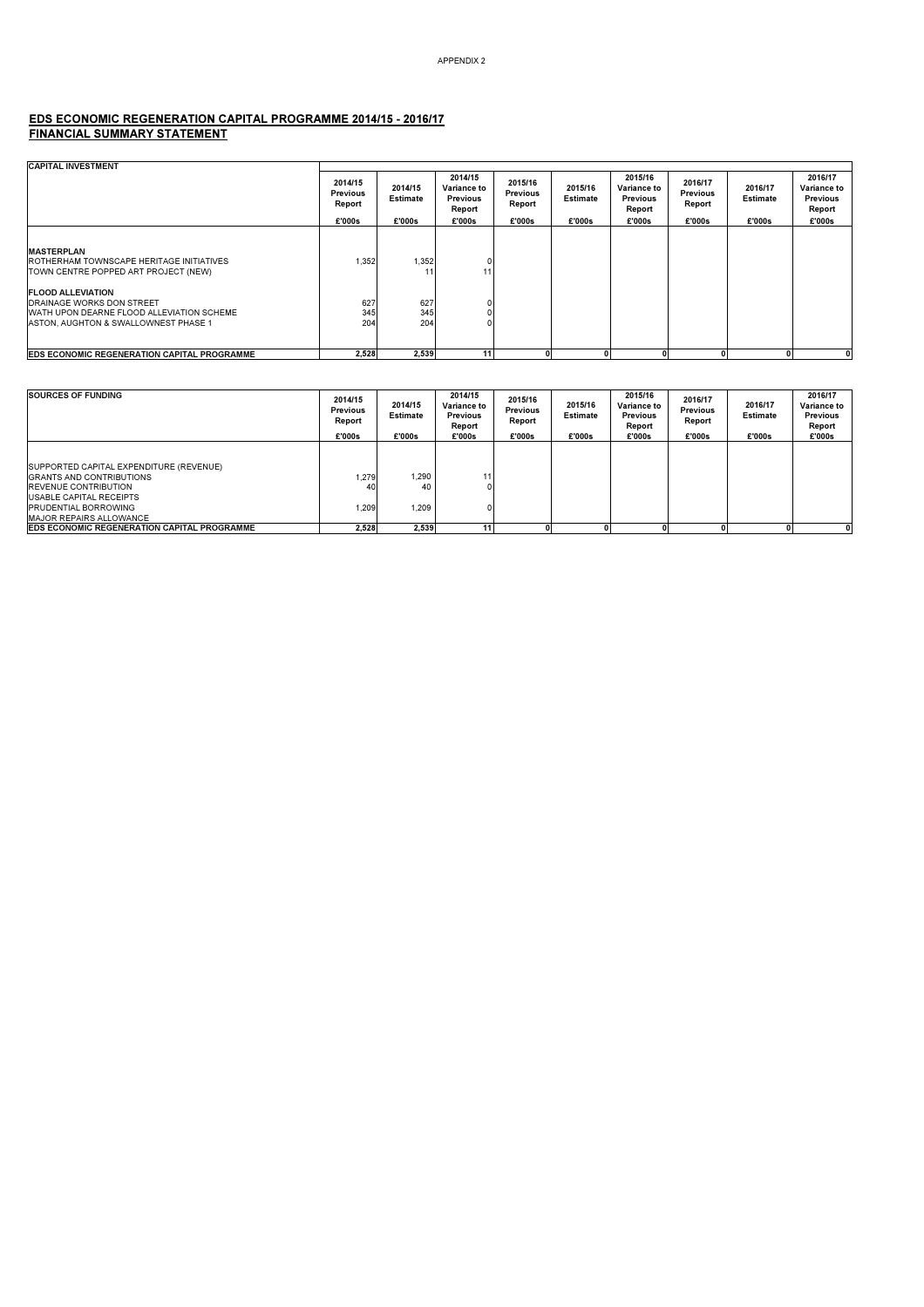APPENDIX 2

## EDS ECONOMIC REGENERATION CAPITAL PROGRAMME 2014/15 - 2016/17
## FINANCIAL SUMMARY STATEMENT

| CAPITAL INVESTMENT | 2014/15 Previous Report £'000s | 2014/15 Estimate £'000s | 2014/15 Variance to Previous Report £'000s | 2015/16 Previous Report £'000s | 2015/16 Estimate £'000s | 2015/16 Variance to Previous Report £'000s | 2016/17 Previous Report £'000s | 2016/17 Estimate £'000s | 2016/17 Variance to Previous Report £'000s |
|---|---|---|---|---|---|---|---|---|---|
| **MASTERPLAN** | | | | | | | | | |
| ROTHERHAM TOWNSCAPE HERITAGE INITIATIVES | 1,352 | 1,352 | 0 | | | | | | |
| TOWN CENTRE POPPED ART PROJECT (NEW) | | 11 | 11 | | | | | | |
| **FLOOD ALLEVIATION** | | | | | | | | | |
| DRAINAGE WORKS DON STREET | 627 | 627 | 0 | | | | | | |
| WATH UPON DEARNE FLOOD ALLEVIATION SCHEME | 345 | 345 | 0 | | | | | | |
| ASTON, AUGHTON & SWALLOWNEST PHASE 1 | 204 | 204 | 0 | | | | | | |
| **EDS ECONOMIC REGENERATION CAPITAL PROGRAMME** | **2,528** | **2,539** | **11** | **0** | **0** | **0** | **0** | **0** | **0** |

| SOURCES OF FUNDING | 2014/15 Previous Report £'000s | 2014/15 Estimate £'000s | 2014/15 Variance to Previous Report £'000s | 2015/16 Previous Report £'000s | 2015/16 Estimate £'000s | 2015/16 Variance to Previous Report £'000s | 2016/17 Previous Report £'000s | 2016/17 Estimate £'000s | 2016/17 Variance to Previous Report £'000s |
|---|---|---|---|---|---|---|---|---|---|
| SUPPORTED CAPITAL EXPENDITURE (REVENUE) | | | | | | | | | |
| GRANTS AND CONTRIBUTIONS | 1,279 | 1,290 | 11 | | | | | | |
| REVENUE CONTRIBUTION | 40 | 40 | 0 | | | | | | |
| USABLE CAPITAL RECEIPTS | | | | | | | | | |
| PRUDENTIAL BORROWING | 1,209 | 1,209 | 0 | | | | | | |
| MAJOR REPAIRS ALLOWANCE | | | | | | | | | |
| **EDS ECONOMIC REGENERATION CAPITAL PROGRAMME** | **2,528** | **2,539** | **11** | **0** | **0** | **0** | **0** | **0** | **0** |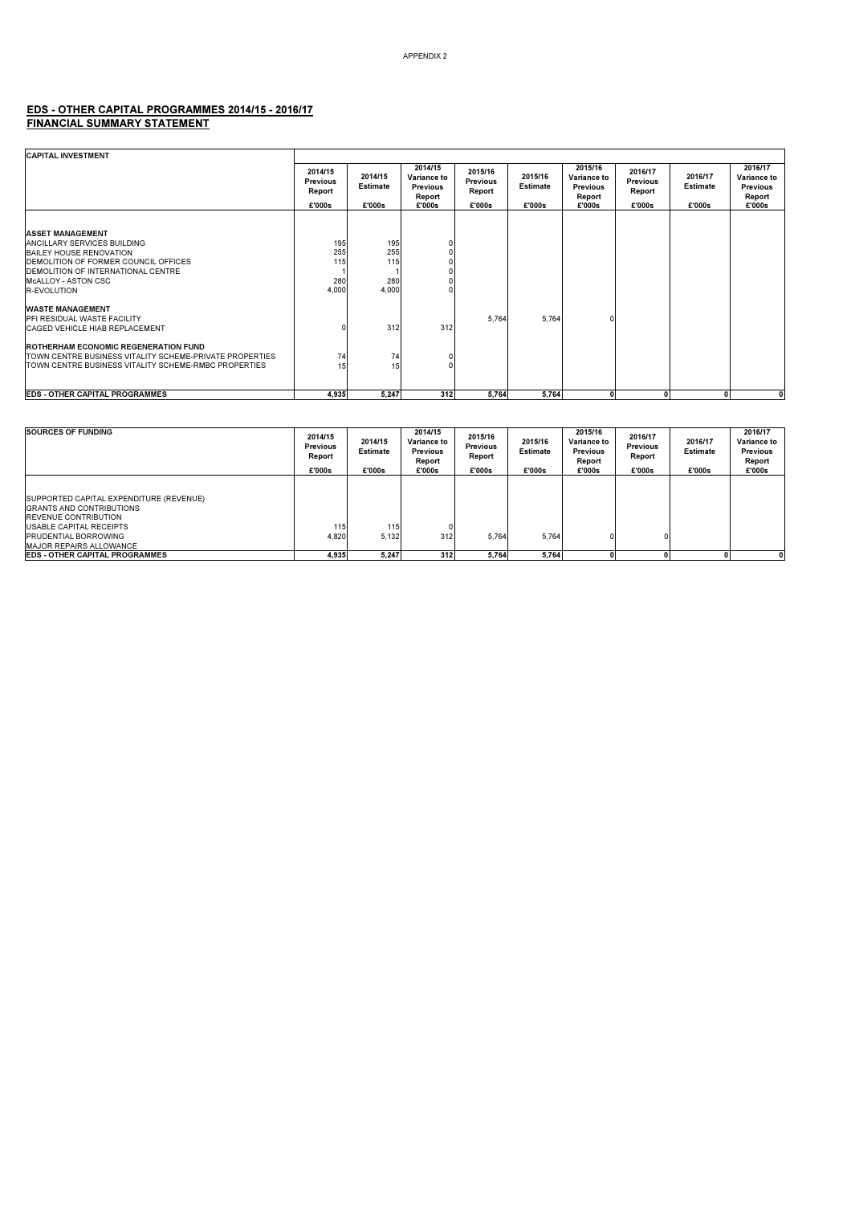APPENDIX 2

## EDS - OTHER CAPITAL PROGRAMMES 2014/15 - 2016/17
## FINANCIAL SUMMARY STATEMENT

| CAPITAL INVESTMENT | 2014/15 Previous Report £'000s | 2014/15 Estimate £'000s | 2014/15 Variance to Previous Report £'000s | 2015/16 Previous Report £'000s | 2015/16 Estimate £'000s | 2015/16 Variance to Previous Report £'000s | 2016/17 Previous Report £'000s | 2016/17 Estimate £'000s | 2016/17 Variance to Previous Report £'000s |
|---|---|---|---|---|---|---|---|---|---|
| **ASSET MANAGEMENT** | | | | | | | | | |
| ANCILLARY SERVICES BUILDING | 195 | 195 | 0 | | | | | | |
| BAILEY HOUSE RENOVATION | 255 | 255 | 0 | | | | | | |
| DEMOLITION OF FORMER COUNCIL OFFICES | 115 | 115 | 0 | | | | | | |
| DEMOLITION OF INTERNATIONAL CENTRE | 1 | 1 | 0 | | | | | | |
| McALLOY - ASTON CSC | 280 | 280 | 0 | | | | | | |
| R-EVOLUTION | 4,000 | 4,000 | 0 | | | | | | |
| **WASTE MANAGEMENT** | | | | | | | | | |
| PFI RESIDUAL WASTE FACILITY | | | | 5,764 | 5,764 | 0 | | | |
| CAGED VEHICLE HIAB REPLACEMENT | 0 | 312 | 312 | | | | | | |
| **ROTHERHAM ECONOMIC REGENERATION FUND** | | | | | | | | | |
| TOWN CENTRE BUSINESS VITALITY SCHEME-PRIVATE PROPERTIES | 74 | 74 | 0 | | | | | | |
| TOWN CENTRE BUSINESS VITALITY SCHEME-RMBC PROPERTIES | 15 | 15 | 0 | | | | | | |
| **EDS - OTHER CAPITAL PROGRAMMES** | **4,935** | **5,247** | **312** | **5,764** | **5,764** | **0** | **0** | **0** | **0** |

| SOURCES OF FUNDING | 2014/15 Previous Report £'000s | 2014/15 Estimate £'000s | 2014/15 Variance to Previous Report £'000s | 2015/16 Previous Report £'000s | 2015/16 Estimate £'000s | 2015/16 Variance to Previous Report £'000s | 2016/17 Previous Report £'000s | 2016/17 Estimate £'000s | 2016/17 Variance to Previous Report £'000s |
|---|---|---|---|---|---|---|---|---|---|
| SUPPORTED CAPITAL EXPENDITURE (REVENUE) | | | | | | | | | |
| GRANTS AND CONTRIBUTIONS | | | | | | | | | |
| REVENUE CONTRIBUTION | | | | | | | | | |
| USABLE CAPITAL RECEIPTS | 115 | 115 | 0 | | | | | | |
| PRUDENTIAL BORROWING | 4,820 | 5,132 | 312 | 5,764 | 5,764 | 0 | 0 | | |
| MAJOR REPAIRS ALLOWANCE | | | | | | | | | |
| **EDS - OTHER CAPITAL PROGRAMMES** | **4,935** | **5,247** | **312** | **5,764** | **5,764** | **0** | **0** | **0** | **0** |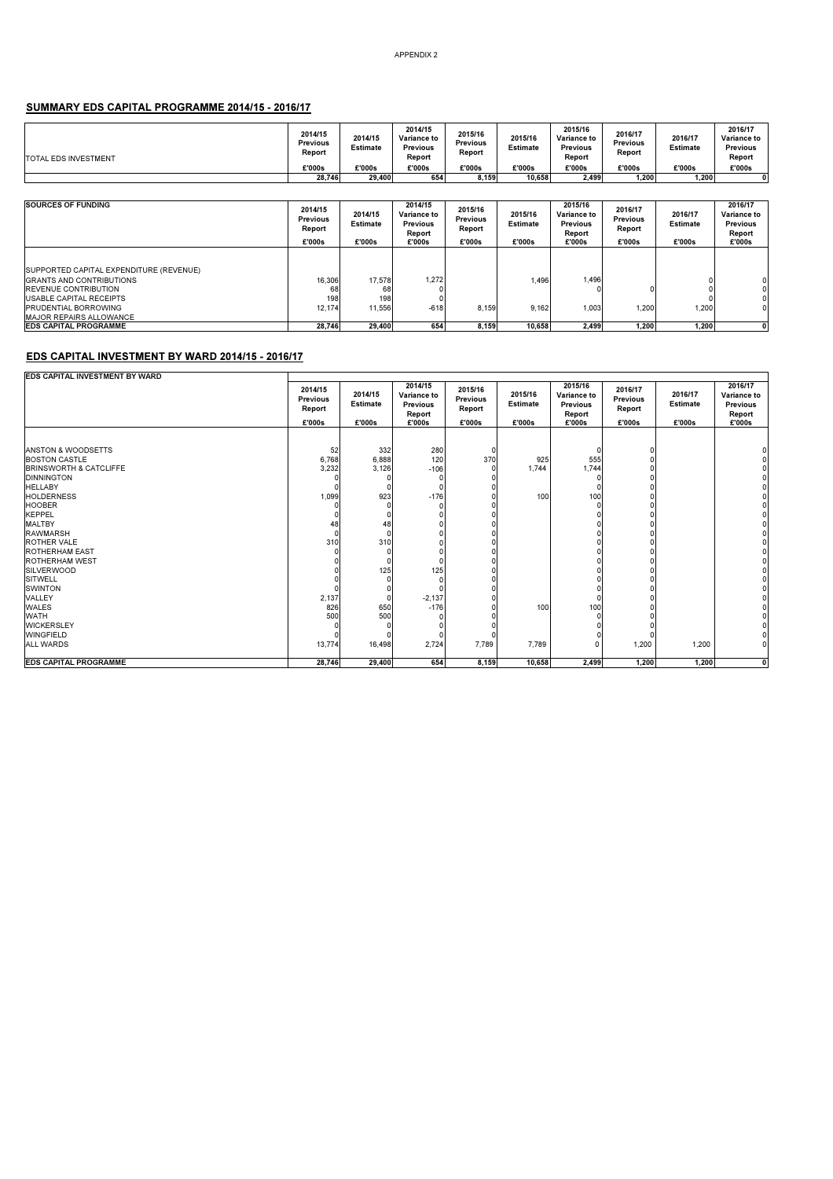APPENDIX 2

## SUMMARY EDS CAPITAL PROGRAMME 2014/15 - 2016/17

| TOTAL EDS INVESTMENT | 2014/15 Previous Report £'000s | 2014/15 Estimate £'000s | 2014/15 Variance to Previous Report £'000s | 2015/16 Previous Report £'000s | 2015/16 Estimate £'000s | 2015/16 Variance to Previous Report £'000s | 2016/17 Previous Report £'000s | 2016/17 Estimate £'000s | 2016/17 Variance to Previous Report £'000s |
|---|---|---|---|---|---|---|---|---|---|
| | 28,746 | 29,400 | 654 | 8,159 | 10,658 | 2,499 | 1,200 | 1,200 | 0 |

| SOURCES OF FUNDING | 2014/15 Previous Report £'000s | 2014/15 Estimate £'000s | 2014/15 Variance to Previous Report £'000s | 2015/16 Previous Report £'000s | 2015/16 Estimate £'000s | 2015/16 Variance to Previous Report £'000s | 2016/17 Previous Report £'000s | 2016/17 Estimate £'000s | 2016/17 Variance to Previous Report £'000s |
|---|---|---|---|---|---|---|---|---|---|
| SUPPORTED CAPITAL EXPENDITURE (REVENUE) | | | | | | | | | |
| GRANTS AND CONTRIBUTIONS | 16,306 | 17,578 | 1,272 | | 1,496 | 1,496 | | 0 | 0 |
| REVENUE CONTRIBUTION | 68 | 68 | 0 | | | 0 | 0 | 0 | 0 |
| USABLE CAPITAL RECEIPTS | 198 | 198 | 0 | | | | | 0 | 0 |
| PRUDENTIAL BORROWING | 12,174 | 11,556 | -618 | 8,159 | 9,162 | 1,003 | 1,200 | 1,200 | 0 |
| MAJOR REPAIRS ALLOWANCE | | | | | | | | | |
| **EDS CAPITAL PROGRAMME** | **28,746** | **29,400** | **654** | **8,159** | **10,658** | **2,499** | **1,200** | **1,200** | **0** |

## EDS CAPITAL INVESTMENT BY WARD 2014/15 - 2016/17

| EDS CAPITAL INVESTMENT BY WARD | 2014/15 Previous Report £'000s | 2014/15 Estimate £'000s | 2014/15 Variance to Previous Report £'000s | 2015/16 Previous Report £'000s | 2015/16 Estimate £'000s | 2015/16 Variance to Previous Report £'000s | 2016/17 Previous Report £'000s | 2016/17 Estimate £'000s | 2016/17 Variance to Previous Report £'000s |
|---|---|---|---|---|---|---|---|---|---|
| ANSTON & WOODSETTS | 52 | 332 | 280 | 0 | | 0 | 0 | | 0 |
| BOSTON CASTLE | 6,768 | 6,888 | 120 | 370 | 925 | 555 | 0 | | 0 |
| BRINSWORTH & CATCLIFFE | 3,232 | 3,126 | -106 | 0 | 1,744 | 1,744 | 0 | | 0 |
| DINNINGTON | 0 | 0 | 0 | 0 | | 0 | 0 | | 0 |
| HELLABY | 0 | 0 | 0 | 0 | | 0 | 0 | | 0 |
| HOLDERNESS | 1,099 | 923 | -176 | 0 | 100 | 100 | 0 | | 0 |
| HOOBER | 0 | 0 | 0 | 0 | | 0 | 0 | | 0 |
| KEPPEL | 0 | 0 | 0 | 0 | | 0 | 0 | | 0 |
| MALTBY | 48 | 48 | 0 | 0 | | 0 | 0 | | 0 |
| RAWMARSH | 0 | 0 | 0 | 0 | | 0 | 0 | | 0 |
| ROTHER VALE | 310 | 310 | 0 | 0 | | 0 | 0 | | 0 |
| ROTHERHAM EAST | 0 | 0 | 0 | 0 | | 0 | 0 | | 0 |
| ROTHERHAM WEST | 0 | 0 | 0 | 0 | | 0 | 0 | | 0 |
| SILVERWOOD | 0 | 125 | 125 | 0 | | 0 | 0 | | 0 |
| SITWELL | 0 | 0 | 0 | 0 | | 0 | 0 | | 0 |
| SWINTON | 0 | 0 | 0 | 0 | | 0 | 0 | | 0 |
| VALLEY | 2,137 | 0 | -2,137 | 0 | | 0 | 0 | | 0 |
| WALES | 826 | 650 | -176 | 0 | 100 | 100 | 0 | | 0 |
| WATH | 500 | 500 | 0 | 0 | | 0 | 0 | | 0 |
| WICKERSLEY | 0 | 0 | 0 | 0 | | 0 | 0 | | 0 |
| WINGFIELD | 0 | 0 | 0 | 0 | | 0 | 0 | | 0 |
| ALL WARDS | 13,774 | 16,498 | 2,724 | 7,789 | 7,789 | 0 | 1,200 | 1,200 | 0 |
| **EDS CAPITAL PROGRAMME** | **28,746** | **29,400** | **654** | **8,159** | **10,658** | **2,499** | **1,200** | **1,200** | **0** |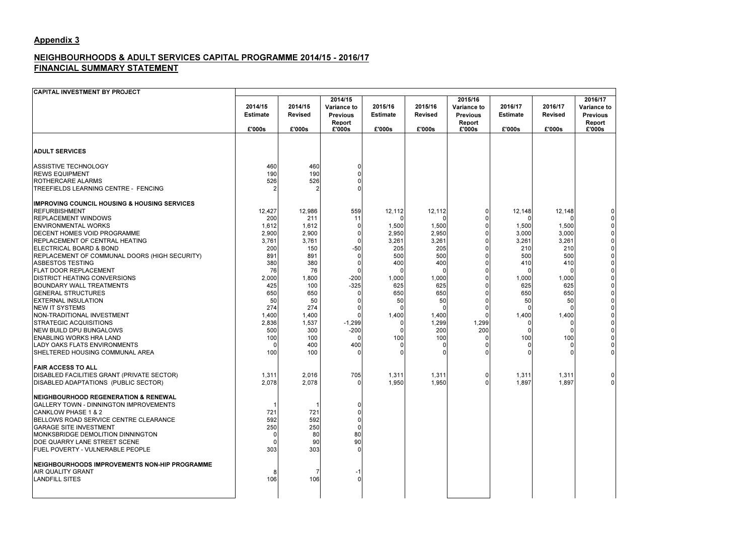## Appendix 3

## NEIGHBOURHOODS & ADULT SERVICES CAPITAL PROGRAMME 2014/15 - 2016/17

## FINANCIAL SUMMARY STATEMENT

| CAPITAL INVESTMENT BY PROJECT | 2014/15 Estimate | 2014/15 Revised | 2014/15 Variance to Previous Report | 2015/16 Estimate | 2015/16 Revised | 2015/16 Variance to Previous Report | 2016/17 Estimate | 2016/17 Revised | 2016/17 Variance to Previous Report |
|---|---|---|---|---|---|---|---|---|---|
| | £'000s | £'000s | £'000s | £'000s | £'000s | £'000s | £'000s | £'000s | £'000s |
| **ADULT SERVICES** | | | | | | | | | |
| ASSISTIVE TECHNOLOGY | 460 | 460 | 0 | | | | | | |
| REWS EQUIPMENT | 190 | 190 | 0 | | | | | | |
| ROTHERCARE ALARMS | 526 | 526 | 0 | | | | | | |
| TREEFIELDS LEARNING CENTRE - FENCING | 2 | 2 | 0 | | | | | | |
| **IMPROVING COUNCIL HOUSING & HOUSING SERVICES** | | | | | | | | | |
| REFURBISHMENT | 12,427 | 12,986 | 559 | 12,112 | 12,112 | 0 | 12,148 | 12,148 | 0 |
| REPLACEMENT WINDOWS | 200 | 211 | 11 | 0 | 0 | 0 | 0 | 0 | 0 |
| ENVIRONMENTAL WORKS | 1,612 | 1,612 | 0 | 1,500 | 1,500 | 0 | 1,500 | 1,500 | 0 |
| DECENT HOMES VOID PROGRAMME | 2,900 | 2,900 | 0 | 2,950 | 2,950 | 0 | 3,000 | 3,000 | 0 |
| REPLACEMENT OF CENTRAL HEATING | 3,761 | 3,761 | 0 | 3,261 | 3,261 | 0 | 3,261 | 3,261 | 0 |
| ELECTRICAL BOARD & BOND | 200 | 150 | -50 | 205 | 205 | 0 | 210 | 210 | 0 |
| REPLACEMENT OF COMMUNAL DOORS (HIGH SECURITY) | 891 | 891 | 0 | 500 | 500 | 0 | 500 | 500 | 0 |
| ASBESTOS TESTING | 380 | 380 | 0 | 400 | 400 | 0 | 410 | 410 | 0 |
| FLAT DOOR REPLACEMENT | 76 | 76 | 0 | 0 | 0 | 0 | 0 | 0 | 0 |
| DISTRICT HEATING CONVERSIONS | 2,000 | 1,800 | -200 | 1,000 | 1,000 | 0 | 1,000 | 1,000 | 0 |
| BOUNDARY WALL TREATMENTS | 425 | 100 | -325 | 625 | 625 | 0 | 625 | 625 | 0 |
| GENERAL STRUCTURES | 650 | 650 | 0 | 650 | 650 | 0 | 650 | 650 | 0 |
| EXTERNAL INSULATION | 50 | 50 | 0 | 50 | 50 | 0 | 50 | 50 | 0 |
| NEW IT SYSTEMS | 274 | 274 | 0 | 0 | 0 | 0 | 0 | 0 | 0 |
| NON-TRADITIONAL INVESTMENT | 1,400 | 1,400 | 0 | 1,400 | 1,400 | 0 | 1,400 | 1,400 | 0 |
| STRATEGIC ACQUISITIONS | 2,836 | 1,537 | -1,299 | 0 | 1,299 | 1,299 | 0 | 0 | 0 |
| NEW BUILD DPU BUNGALOWS | 500 | 300 | -200 | 0 | 200 | 200 | 0 | 0 | 0 |
| ENABLING WORKS HRA LAND | 100 | 100 | 0 | 100 | 100 | 0 | 100 | 100 | 0 |
| LADY OAKS FLATS ENVIRONMENTS | 0 | 400 | 400 | 0 | 0 | 0 | 0 | 0 | 0 |
| SHELTERED HOUSING COMMUNAL AREA | 100 | 100 | 0 | 0 | 0 | 0 | 0 | 0 | 0 |
| **FAIR ACCESS TO ALL** | | | | | | | | | |
| DISABLED FACILITIES GRANT (PRIVATE SECTOR) | 1,311 | 2,016 | 705 | 1,311 | 1,311 | 0 | 1,311 | 1,311 | 0 |
| DISABLED ADAPTATIONS (PUBLIC SECTOR) | 2,078 | 2,078 | 0 | 1,950 | 1,950 | 0 | 1,897 | 1,897 | 0 |
| **NEIGHBOURHOOD REGENERATION & RENEWAL** | | | | | | | | | |
| GALLERY TOWN - DINNINGTON IMPROVEMENTS | 1 | 1 | 0 | | | | | | |
| CANKLOW PHASE 1 & 2 | 721 | 721 | 0 | | | | | | |
| BELLOWS ROAD SERVICE CENTRE CLEARANCE | 592 | 592 | 0 | | | | | | |
| GARAGE SITE INVESTMENT | 250 | 250 | 0 | | | | | | |
| MONKSBRIDGE DEMOLITION DINNINGTON | 0 | 80 | 80 | | | | | | |
| DOE QUARRY LANE STREET SCENE | 0 | 90 | 90 | | | | | | |
| FUEL POVERTY - VULNERABLE PEOPLE | 303 | 303 | 0 | | | | | | |
| **NEIGHBOURHOODS IMPROVEMENTS NON-HIP PROGRAMME** | | | | | | | | | |
| AIR QUALITY GRANT | 8 | 7 | -1 | | | | | | |
| LANDFILL SITES | 106 | 106 | 0 | | | | | | |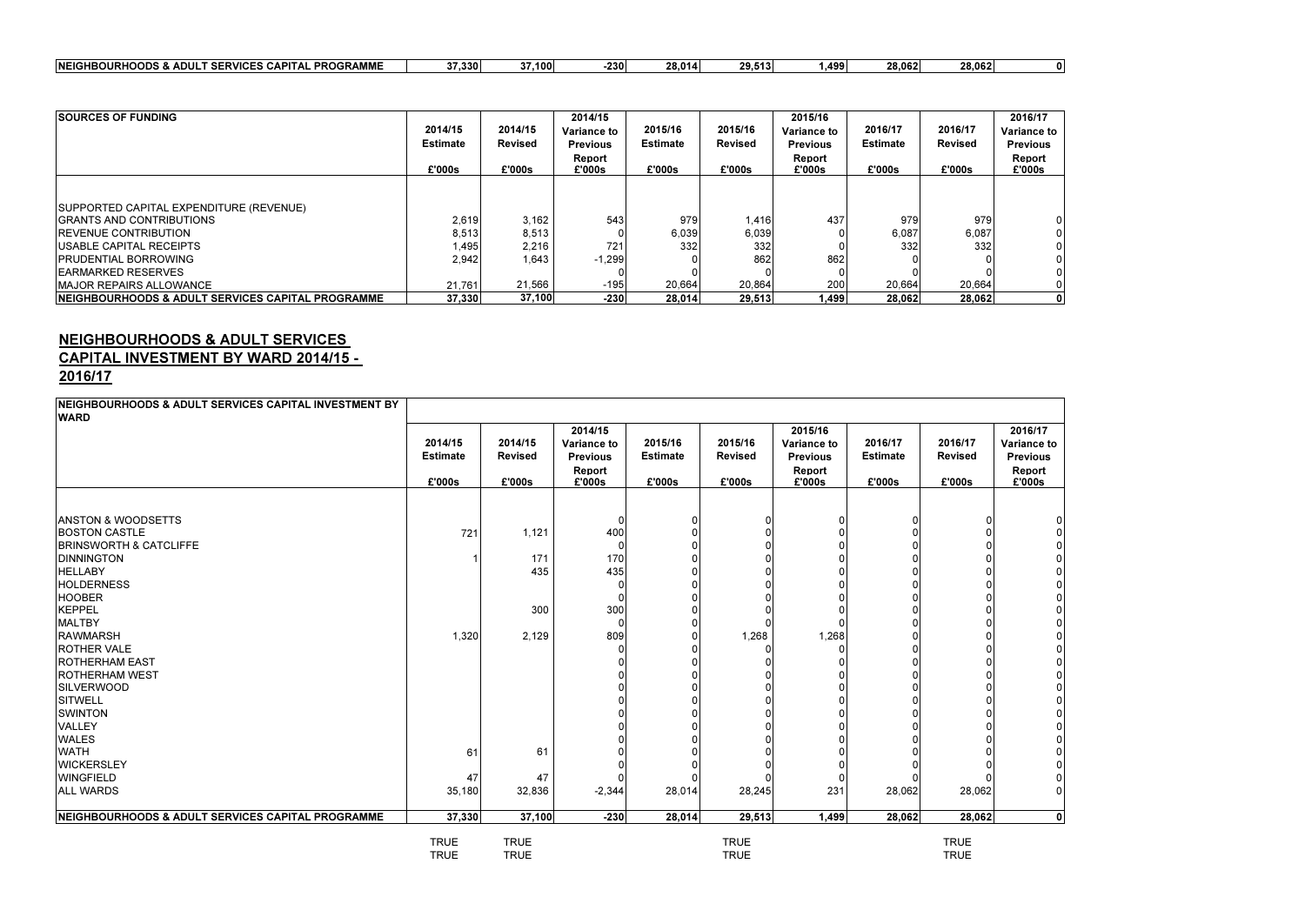| NEIGHBOURHOODS & ADULT SERVICES CAPITAL PROGRAMME | 37,330 | 37,100 | -230 | 28,014 | 29,513 | 1,499 | 28,062 | 28,062 | 0 |
|---|---|---|---|---|---|---|---|---|---|

| SOURCES OF FUNDING | 2014/15 Estimate £'000s | 2014/15 Revised £'000s | 2014/15 Variance to Previous Report £'000s | 2015/16 Estimate £'000s | 2015/16 Revised £'000s | 2015/16 Variance to Previous Report £'000s | 2016/17 Estimate £'000s | 2016/17 Revised £'000s | 2016/17 Variance to Previous Report £'000s |
|---|---|---|---|---|---|---|---|---|---|
| SUPPORTED CAPITAL EXPENDITURE (REVENUE) | | | | | | | | | |
| GRANTS AND CONTRIBUTIONS | 2,619 | 3,162 | 543 | 979 | 1,416 | 437 | 979 | 979 | 0 |
| REVENUE CONTRIBUTION | 8,513 | 8,513 | 0 | 6,039 | 6,039 | 0 | 6,087 | 6,087 | 0 |
| USABLE CAPITAL RECEIPTS | 1,495 | 2,216 | 721 | 332 | 332 | 0 | 332 | 332 | 0 |
| PRUDENTIAL BORROWING | 2,942 | 1,643 | -1,299 | 0 | 862 | 862 | 0 | 0 | 0 |
| EARMARKED RESERVES | | | 0 | | 0 | 0 | 0 | 0 | 0 |
| MAJOR REPAIRS ALLOWANCE | 21,761 | 21,566 | -195 | 20,664 | 20,864 | 200 | 20,664 | 20,664 | 0 |
| NEIGHBOURHOODS & ADULT SERVICES CAPITAL PROGRAMME | 37,330 | 37,100 | -230 | 28,014 | 29,513 | 1,499 | 28,062 | 28,062 | 0 |

## NEIGHBOURHOODS & ADULT SERVICES CAPITAL INVESTMENT BY WARD 2014/15 - 2016/17

| NEIGHBOURHOODS & ADULT SERVICES CAPITAL INVESTMENT BY WARD | 2014/15 Estimate £'000s | 2014/15 Revised £'000s | 2014/15 Variance to Previous Report £'000s | 2015/16 Estimate £'000s | 2015/16 Revised £'000s | 2015/16 Variance to Previous Report £'000s | 2016/17 Estimate £'000s | 2016/17 Revised £'000s | 2016/17 Variance to Previous Report £'000s |
|---|---|---|---|---|---|---|---|---|---|
| ANSTON & WOODSETTS | | | 0 | 0 | 0 | 0 | 0 | 0 | 0 |
| BOSTON CASTLE | 721 | 1,121 | 400 | 0 | 0 | 0 | 0 | 0 | 0 |
| BRINSWORTH & CATCLIFFE | | | 0 | 0 | 0 | 0 | 0 | 0 | 0 |
| DINNINGTON | 1 | 171 | 170 | 0 | 0 | 0 | 0 | 0 | 0 |
| HELLABY | | 435 | 435 | 0 | 0 | 0 | 0 | 0 | 0 |
| HOLDERNESS | | | 0 | 0 | 0 | 0 | 0 | 0 | 0 |
| HOOBER | | | 0 | 0 | 0 | 0 | 0 | 0 | 0 |
| KEPPEL | | 300 | 300 | 0 | 0 | 0 | 0 | 0 | 0 |
| MALTBY | | | 0 | 0 | 0 | 0 | 0 | 0 | 0 |
| RAWMARSH | 1,320 | 2,129 | 809 | 0 | 1,268 | 1,268 | 0 | 0 | 0 |
| ROTHER VALE | | | 0 | 0 | 0 | 0 | 0 | 0 | 0 |
| ROTHERHAM EAST | | | 0 | 0 | 0 | 0 | 0 | 0 | 0 |
| ROTHERHAM WEST | | | 0 | 0 | 0 | 0 | 0 | 0 | 0 |
| SILVERWOOD | | | 0 | 0 | 0 | 0 | 0 | 0 | 0 |
| SITWELL | | | 0 | 0 | 0 | 0 | 0 | 0 | 0 |
| SWINTON | | | 0 | 0 | 0 | 0 | 0 | 0 | 0 |
| VALLEY | | | 0 | 0 | 0 | 0 | 0 | 0 | 0 |
| WALES | | | 0 | 0 | 0 | 0 | 0 | 0 | 0 |
| WATH | 61 | 61 | 0 | 0 | 0 | 0 | 0 | 0 | 0 |
| WICKERSLEY | | | 0 | 0 | 0 | 0 | 0 | 0 | 0 |
| WINGFIELD | 47 | 47 | 0 | 0 | 0 | 0 | 0 | 0 | 0 |
| ALL WARDS | 35,180 | 32,836 | -2,344 | 28,014 | 28,245 | 231 | 28,062 | 28,062 | 0 |
| NEIGHBOURHOODS & ADULT SERVICES CAPITAL PROGRAMME | 37,330 | 37,100 | -230 | 28,014 | 29,513 | 1,499 | 28,062 | 28,062 | 0 |
| | TRUE | TRUE | | | TRUE | | | TRUE | |
| | TRUE | TRUE | | | TRUE | | | TRUE | |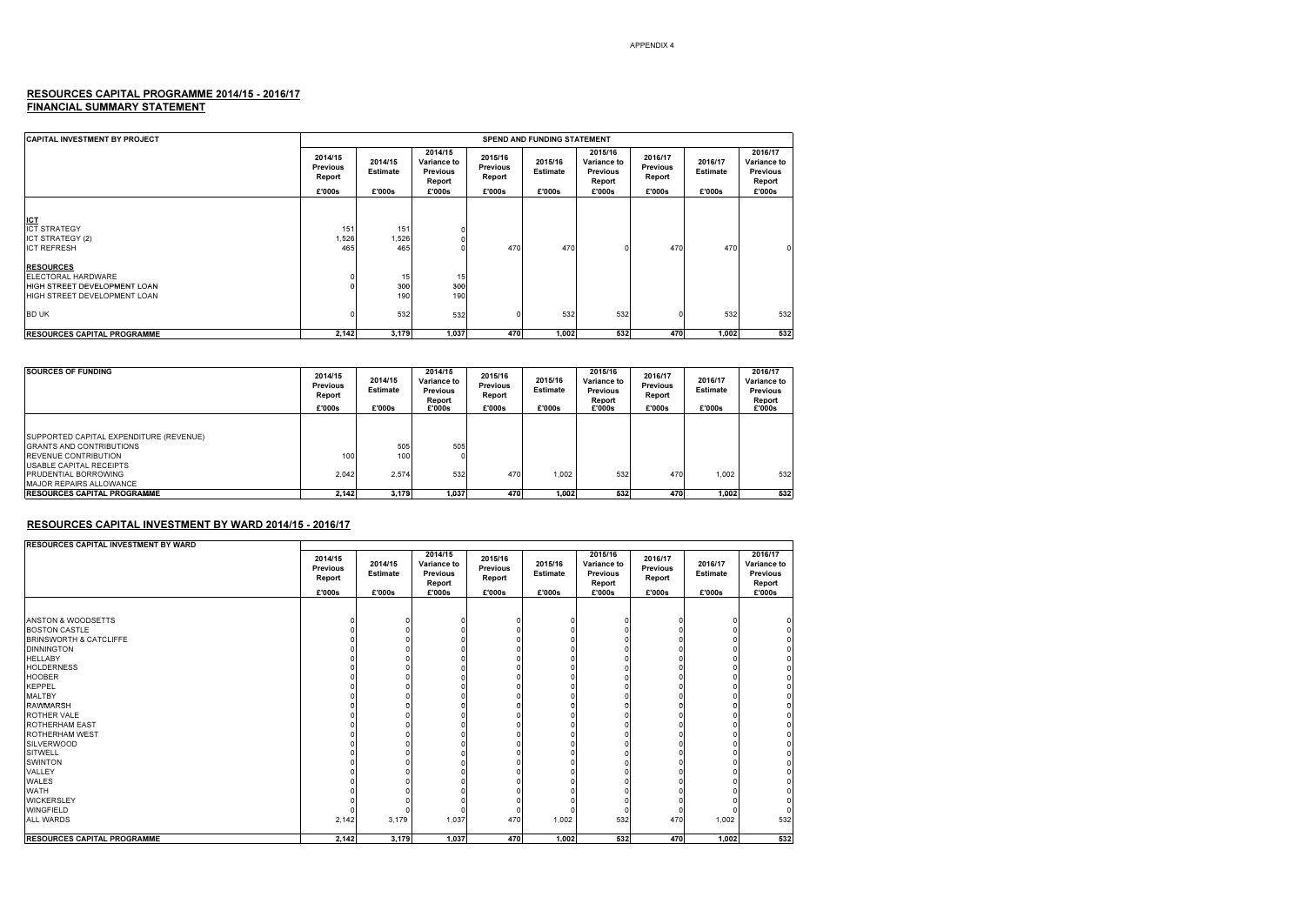APPENDIX 4

## RESOURCES CAPITAL PROGRAMME 2014/15 - 2016/17
## FINANCIAL SUMMARY STATEMENT

| CAPITAL INVESTMENT BY PROJECT | SPEND AND FUNDING STATEMENT | | | | | | | | |
|---|---|---|---|---|---|---|---|---|---|
| | 2014/15 Previous Report £'000s | 2014/15 Estimate £'000s | 2014/15 Variance to Previous Report £'000s | 2015/16 Previous Report £'000s | 2015/16 Estimate £'000s | 2015/16 Variance to Previous Report £'000s | 2016/17 Previous Report £'000s | 2016/17 Estimate £'000s | 2016/17 Variance to Previous Report £'000s |
| **ICT** | | | | | | | | | |
| ICT STRATEGY | 151 | 151 | 0 | | | | | | |
| ICT STRATEGY (2) | 1,526 | 1,526 | 0 | | | | | | |
| ICT REFRESH | 465 | 465 | 0 | 470 | 470 | 0 | 470 | 470 | 0 |
| **RESOURCES** | | | | | | | | | |
| ELECTORAL HARDWARE | 0 | 15 | 15 | | | | | | |
| HIGH STREET DEVELOPMENT LOAN | 0 | 300 | 300 | | | | | | |
| HIGH STREET DEVELOPMENT LOAN | | 190 | 190 | | | | | | |
| BD UK | 0 | 532 | 532 | 0 | 532 | 532 | 0 | 532 | 532 |
| **RESOURCES CAPITAL PROGRAMME** | **2,142** | **3,179** | **1,037** | **470** | **1,002** | **532** | **470** | **1,002** | **532** |

| SOURCES OF FUNDING | 2014/15 Previous Report £'000s | 2014/15 Estimate £'000s | 2014/15 Variance to Previous Report £'000s | 2015/16 Previous Report £'000s | 2015/16 Estimate £'000s | 2015/16 Variance to Previous Report £'000s | 2016/17 Previous Report £'000s | 2016/17 Estimate £'000s | 2016/17 Variance to Previous Report £'000s |
|---|---|---|---|---|---|---|---|---|---|
| SUPPORTED CAPITAL EXPENDITURE (REVENUE) | | | | | | | | | |
| GRANTS AND CONTRIBUTIONS | | 505 | 505 | | | | | | |
| REVENUE CONTRIBUTION | 100 | 100 | 0 | | | | | | |
| USABLE CAPITAL RECEIPTS | | | | | | | | | |
| PRUDENTIAL BORROWING | 2,042 | 2,574 | 532 | 470 | 1,002 | 532 | 470 | 1,002 | 532 |
| MAJOR REPAIRS ALLOWANCE | | | | | | | | | |
| **RESOURCES CAPITAL PROGRAMME** | **2,142** | **3,179** | **1,037** | **470** | **1,002** | **532** | **470** | **1,002** | **532** |

## RESOURCES CAPITAL INVESTMENT BY WARD 2014/15 - 2016/17

| RESOURCES CAPITAL INVESTMENT BY WARD | 2014/15 Previous Report £'000s | 2014/15 Estimate £'000s | 2014/15 Variance to Previous Report £'000s | 2015/16 Previous Report £'000s | 2015/16 Estimate £'000s | 2015/16 Variance to Previous Report £'000s | 2016/17 Previous Report £'000s | 2016/17 Estimate £'000s | 2016/17 Variance to Previous Report £'000s |
|---|---|---|---|---|---|---|---|---|---|
| ANSTON & WOODSETTS | 0 | 0 | 0 | 0 | 0 | 0 | 0 | 0 | 0 |
| BOSTON CASTLE | 0 | 0 | 0 | 0 | 0 | 0 | 0 | 0 | 0 |
| BRINSWORTH & CATCLIFFE | 0 | 0 | 0 | 0 | 0 | 0 | 0 | 0 | 0 |
| DINNINGTON | 0 | 0 | 0 | 0 | 0 | 0 | 0 | 0 | 0 |
| HELLABY | 0 | 0 | 0 | 0 | 0 | 0 | 0 | 0 | 0 |
| HOLDERNESS | 0 | 0 | 0 | 0 | 0 | 0 | 0 | 0 | 0 |
| HOOBER | 0 | 0 | 0 | 0 | 0 | 0 | 0 | 0 | 0 |
| KEPPEL | 0 | 0 | 0 | 0 | 0 | 0 | 0 | 0 | 0 |
| MALTBY | 0 | 0 | 0 | 0 | 0 | 0 | 0 | 0 | 0 |
| RAWMARSH | 0 | 0 | 0 | 0 | 0 | 0 | 0 | 0 | 0 |
| ROTHER VALE | 0 | 0 | 0 | 0 | 0 | 0 | 0 | 0 | 0 |
| ROTHERHAM EAST | 0 | 0 | 0 | 0 | 0 | 0 | 0 | 0 | 0 |
| ROTHERHAM WEST | 0 | 0 | 0 | 0 | 0 | 0 | 0 | 0 | 0 |
| SILVERWOOD | 0 | 0 | 0 | 0 | 0 | 0 | 0 | 0 | 0 |
| SITWELL | 0 | 0 | 0 | 0 | 0 | 0 | 0 | 0 | 0 |
| SWINTON | 0 | 0 | 0 | 0 | 0 | 0 | 0 | 0 | 0 |
| VALLEY | 0 | 0 | 0 | 0 | 0 | 0 | 0 | 0 | 0 |
| WALES | 0 | 0 | 0 | 0 | 0 | 0 | 0 | 0 | 0 |
| WATH | 0 | 0 | 0 | 0 | 0 | 0 | 0 | 0 | 0 |
| WICKERSLEY | 0 | 0 | 0 | 0 | 0 | 0 | 0 | 0 | 0 |
| WINGFIELD | 0 | 0 | 0 | 0 | 0 | 0 | 0 | 0 | 0 |
| ALL WARDS | 2,142 | 3,179 | 1,037 | 470 | 1,002 | 532 | 470 | 1,002 | 532 |
| **RESOURCES CAPITAL PROGRAMME** | **2,142** | **3,179** | **1,037** | **470** | **1,002** | **532** | **470** | **1,002** | **532** |